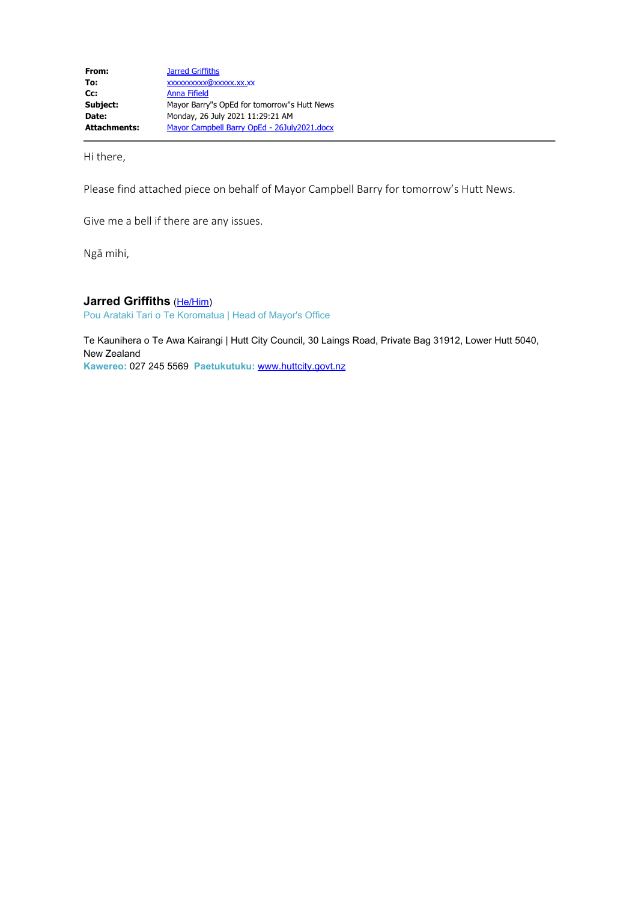| | |
|---|---|
| **From:** | Jarred Griffiths |
| **To:** | xxxxxxxxxx@xxxxx.xx.xx |
| **Cc:** | Anna Fifield |
| **Subject:** | Mayor Barry"s OpEd for tomorrow"s Hutt News |
| **Date:** | Monday, 26 July 2021 11:29:21 AM |
| **Attachments:** | Mayor Campbell Barry OpEd - 26July2021.docx |

---

Hi there,

Please find attached piece on behalf of Mayor Campbell Barry for tomorrow's Hutt News.

Give me a bell if there are any issues.

Ngā mihi,

**Jarred Griffiths** (He/Him)
Pou Arataki Tari o Te Koromatua | Head of Mayor's Office

Te Kaunihera o Te Awa Kairangi | Hutt City Council, 30 Laings Road, Private Bag 31912, Lower Hutt 5040, New Zealand
**Kawereo:** 027 245 5569 **Paetukutuku:** www.huttcity.govt.nz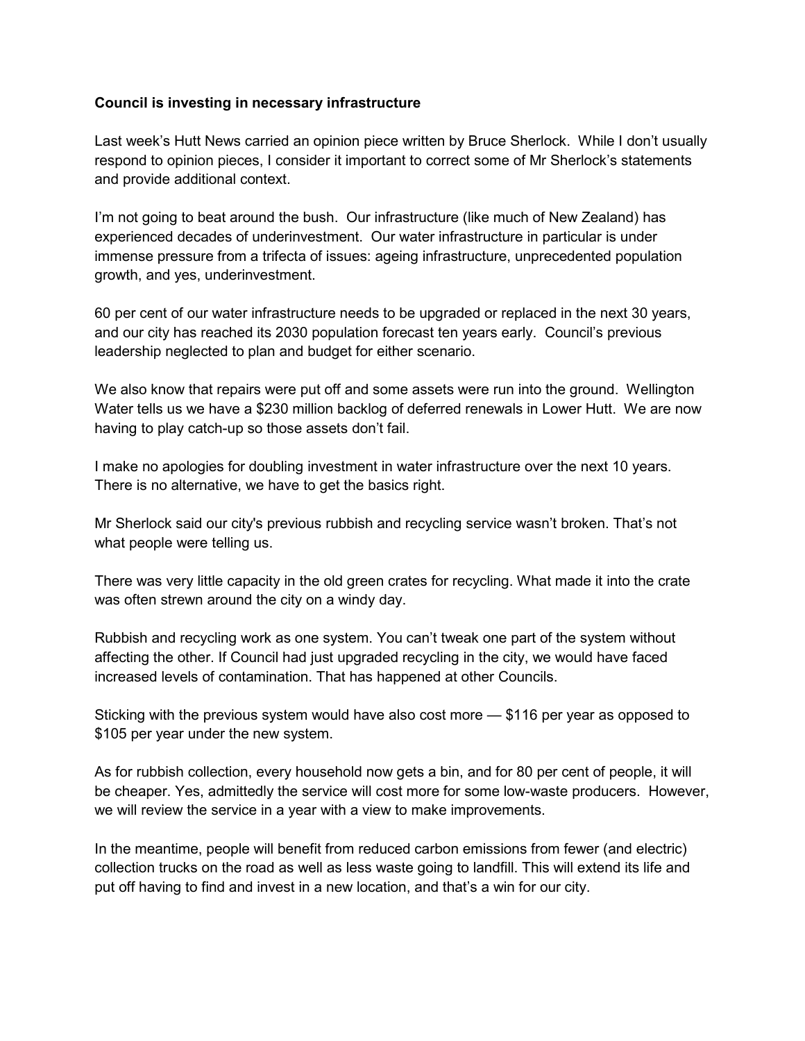**Council is investing in necessary infrastructure**

Last week's Hutt News carried an opinion piece written by Bruce Sherlock. While I don't usually respond to opinion pieces, I consider it important to correct some of Mr Sherlock's statements and provide additional context.

I'm not going to beat around the bush. Our infrastructure (like much of New Zealand) has experienced decades of underinvestment. Our water infrastructure in particular is under immense pressure from a trifecta of issues: ageing infrastructure, unprecedented population growth, and yes, underinvestment.

60 per cent of our water infrastructure needs to be upgraded or replaced in the next 30 years, and our city has reached its 2030 population forecast ten years early. Council's previous leadership neglected to plan and budget for either scenario.

We also know that repairs were put off and some assets were run into the ground. Wellington Water tells us we have a $230 million backlog of deferred renewals in Lower Hutt. We are now having to play catch-up so those assets don't fail.

I make no apologies for doubling investment in water infrastructure over the next 10 years. There is no alternative, we have to get the basics right.

Mr Sherlock said our city's previous rubbish and recycling service wasn't broken. That's not what people were telling us.

There was very little capacity in the old green crates for recycling. What made it into the crate was often strewn around the city on a windy day.

Rubbish and recycling work as one system. You can't tweak one part of the system without affecting the other. If Council had just upgraded recycling in the city, we would have faced increased levels of contamination. That has happened at other Councils.

Sticking with the previous system would have also cost more — $116 per year as opposed to $105 per year under the new system.

As for rubbish collection, every household now gets a bin, and for 80 per cent of people, it will be cheaper. Yes, admittedly the service will cost more for some low-waste producers. However, we will review the service in a year with a view to make improvements.

In the meantime, people will benefit from reduced carbon emissions from fewer (and electric) collection trucks on the road as well as less waste going to landfill. This will extend its life and put off having to find and invest in a new location, and that's a win for our city.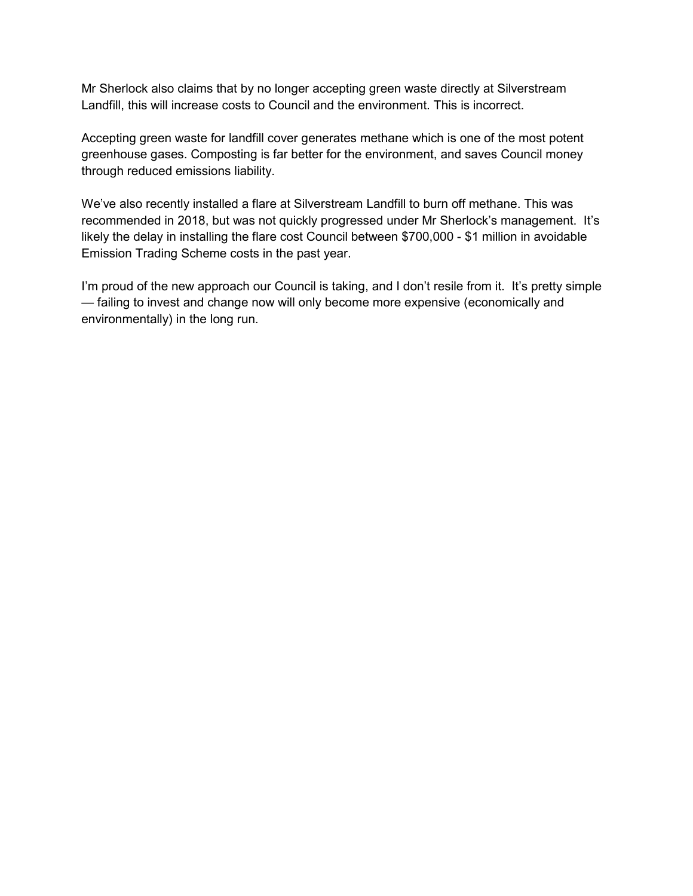Mr Sherlock also claims that by no longer accepting green waste directly at Silverstream Landfill, this will increase costs to Council and the environment. This is incorrect.

Accepting green waste for landfill cover generates methane which is one of the most potent greenhouse gases. Composting is far better for the environment, and saves Council money through reduced emissions liability.

We've also recently installed a flare at Silverstream Landfill to burn off methane. This was recommended in 2018, but was not quickly progressed under Mr Sherlock's management. It's likely the delay in installing the flare cost Council between $700,000 - $1 million in avoidable Emission Trading Scheme costs in the past year.

I'm proud of the new approach our Council is taking, and I don't resile from it. It's pretty simple — failing to invest and change now will only become more expensive (economically and environmentally) in the long run.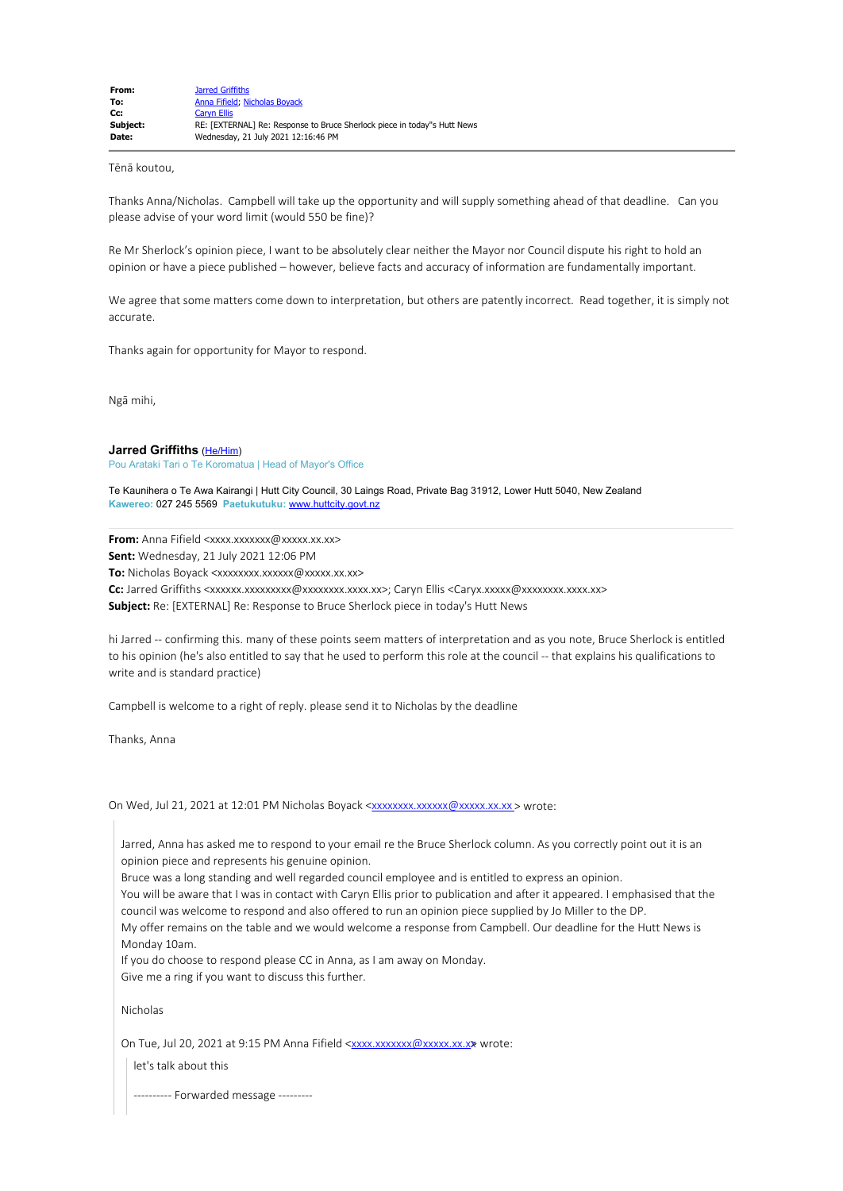| | |
|---|---|
| **From:** | Jarred Griffiths |
| **To:** | Anna Fifield; Nicholas Boyack |
| **Cc:** | Caryn Ellis |
| **Subject:** | RE: [EXTERNAL] Re: Response to Bruce Sherlock piece in today"s Hutt News |
| **Date:** | Wednesday, 21 July 2021 12:16:46 PM |

Tēnā koutou,

Thanks Anna/Nicholas. Campbell will take up the opportunity and will supply something ahead of that deadline. Can you please advise of your word limit (would 550 be fine)?

Re Mr Sherlock's opinion piece, I want to be absolutely clear neither the Mayor nor Council dispute his right to hold an opinion or have a piece published – however, believe facts and accuracy of information are fundamentally important.

We agree that some matters come down to interpretation, but others are patently incorrect. Read together, it is simply not accurate.

Thanks again for opportunity for Mayor to respond.

Ngā mihi,

**Jarred Griffiths** (He/Him)
Pou Arataki Tari o Te Koromatua | Head of Mayor's Office

Te Kaunihera o Te Awa Kairangi | Hutt City Council, 30 Laings Road, Private Bag 31912, Lower Hutt 5040, New Zealand
**Kawereo:** 027 245 5569 **Paetukutuku:** www.huttcity.govt.nz

---

**From:** Anna Fifield <xxxx.xxxxxxx@xxxxx.xx.xx>
**Sent:** Wednesday, 21 July 2021 12:06 PM
**To:** Nicholas Boyack <xxxxxxxx.xxxxxx@xxxxx.xx.xx>
**Cc:** Jarred Griffiths <xxxxxx.xxxxxxxxx@xxxxxxxx.xxxx.xx>; Caryn Ellis <Caryx.xxxxx@xxxxxxxx.xxxx.xx>
**Subject:** Re: [EXTERNAL] Re: Response to Bruce Sherlock piece in today's Hutt News

hi Jarred -- confirming this. many of these points seem matters of interpretation and as you note, Bruce Sherlock is entitled to his opinion (he's also entitled to say that he used to perform this role at the council -- that explains his qualifications to write and is standard practice)

Campbell is welcome to a right of reply. please send it to Nicholas by the deadline

Thanks, Anna

On Wed, Jul 21, 2021 at 12:01 PM Nicholas Boyack <xxxxxxxx.xxxxxx@xxxxx.xx.xx> wrote:

> Jarred, Anna has asked me to respond to your email re the Bruce Sherlock column. As you correctly point out it is an opinion piece and represents his genuine opinion.
> Bruce was a long standing and well regarded council employee and is entitled to express an opinion.
> You will be aware that I was in contact with Caryn Ellis prior to publication and after it appeared. I emphasised that the council was welcome to respond and also offered to run an opinion piece supplied by Jo Miller to the DP.
> My offer remains on the table and we would welcome a response from Campbell. Our deadline for the Hutt News is Monday 10am.
> If you do choose to respond please CC in Anna, as I am away on Monday.
> Give me a ring if you want to discuss this further.
>
> Nicholas
>
> On Tue, Jul 20, 2021 at 9:15 PM Anna Fifield <xxxx.xxxxxxx@xxxxx.xx.xx> wrote:
>
> > let's talk about this
> >
> > ---------- Forwarded message ---------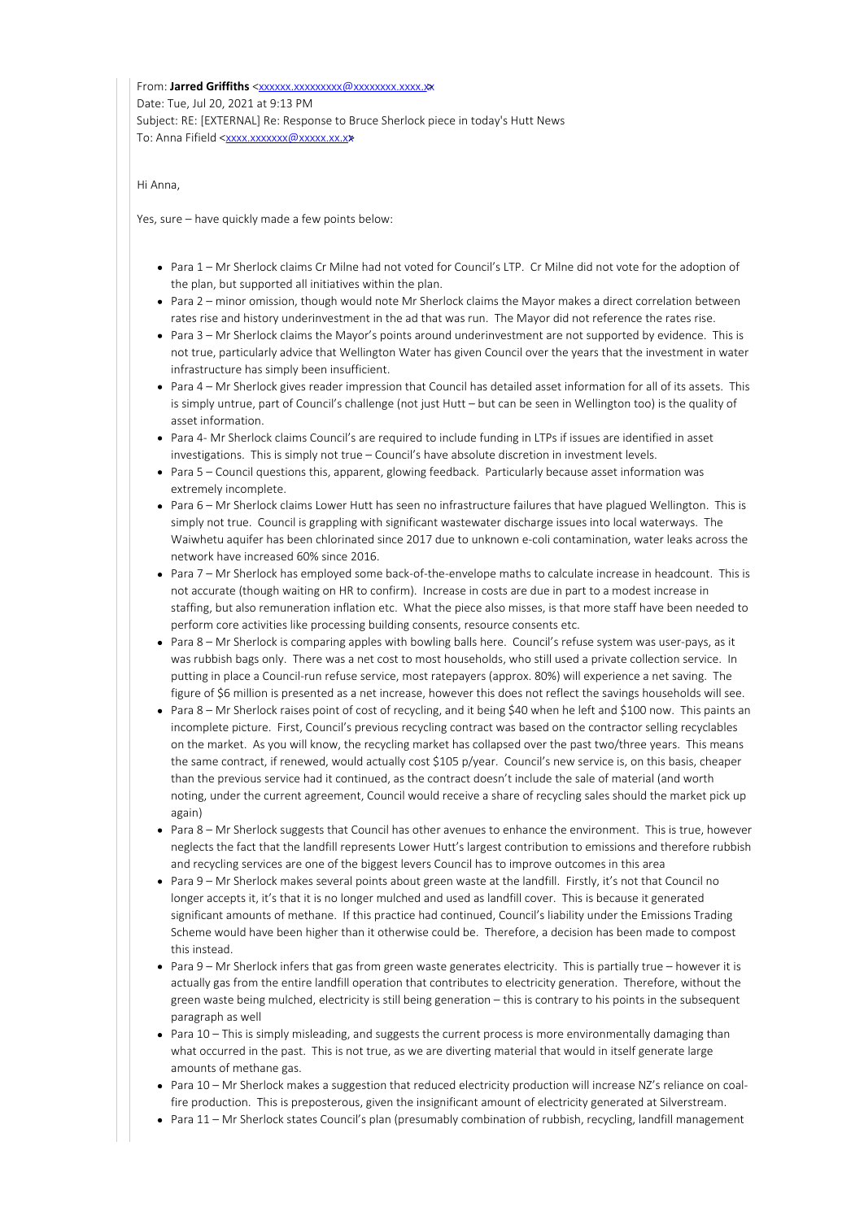From: **Jarred Griffiths** <xxxxxx.xxxxxxxxx@xxxxxxxx.xxxx.xx>
Date: Tue, Jul 20, 2021 at 9:13 PM
Subject: RE: [EXTERNAL] Re: Response to Bruce Sherlock piece in today's Hutt News
To: Anna Fifield <xxxx.xxxxxxx@xxxxx.xx.xx>

Hi Anna,

Yes, sure – have quickly made a few points below:

- Para 1 – Mr Sherlock claims Cr Milne had not voted for Council's LTP. Cr Milne did not vote for the adoption of the plan, but supported all initiatives within the plan.
- Para 2 – minor omission, though would note Mr Sherlock claims the Mayor makes a direct correlation between rates rise and history underinvestment in the ad that was run. The Mayor did not reference the rates rise.
- Para 3 – Mr Sherlock claims the Mayor's points around underinvestment are not supported by evidence. This is not true, particularly advice that Wellington Water has given Council over the years that the investment in water infrastructure has simply been insufficient.
- Para 4 – Mr Sherlock gives reader impression that Council has detailed asset information for all of its assets. This is simply untrue, part of Council's challenge (not just Hutt – but can be seen in Wellington too) is the quality of asset information.
- Para 4- Mr Sherlock claims Council's are required to include funding in LTPs if issues are identified in asset investigations. This is simply not true – Council's have absolute discretion in investment levels.
- Para 5 – Council questions this, apparent, glowing feedback. Particularly because asset information was extremely incomplete.
- Para 6 – Mr Sherlock claims Lower Hutt has seen no infrastructure failures that have plagued Wellington. This is simply not true. Council is grappling with significant wastewater discharge issues into local waterways. The Waiwhetu aquifer has been chlorinated since 2017 due to unknown e-coli contamination, water leaks across the network have increased 60% since 2016.
- Para 7 – Mr Sherlock has employed some back-of-the-envelope maths to calculate increase in headcount. This is not accurate (though waiting on HR to confirm). Increase in costs are due in part to a modest increase in staffing, but also remuneration inflation etc. What the piece also misses, is that more staff have been needed to perform core activities like processing building consents, resource consents etc.
- Para 8 – Mr Sherlock is comparing apples with bowling balls here. Council's refuse system was user-pays, as it was rubbish bags only. There was a net cost to most households, who still used a private collection service. In putting in place a Council-run refuse service, most ratepayers (approx. 80%) will experience a net saving. The figure of $6 million is presented as a net increase, however this does not reflect the savings households will see.
- Para 8 – Mr Sherlock raises point of cost of recycling, and it being $40 when he left and $100 now. This paints an incomplete picture. First, Council's previous recycling contract was based on the contractor selling recyclables on the market. As you will know, the recycling market has collapsed over the past two/three years. This means the same contract, if renewed, would actually cost $105 p/year. Council's new service is, on this basis, cheaper than the previous service had it continued, as the contract doesn't include the sale of material (and worth noting, under the current agreement, Council would receive a share of recycling sales should the market pick up again)
- Para 8 – Mr Sherlock suggests that Council has other avenues to enhance the environment. This is true, however neglects the fact that the landfill represents Lower Hutt's largest contribution to emissions and therefore rubbish and recycling services are one of the biggest levers Council has to improve outcomes in this area
- Para 9 – Mr Sherlock makes several points about green waste at the landfill. Firstly, it's not that Council no longer accepts it, it's that it is no longer mulched and used as landfill cover. This is because it generated significant amounts of methane. If this practice had continued, Council's liability under the Emissions Trading Scheme would have been higher than it otherwise could be. Therefore, a decision has been made to compost this instead.
- Para 9 – Mr Sherlock infers that gas from green waste generates electricity. This is partially true – however it is actually gas from the entire landfill operation that contributes to electricity generation. Therefore, without the green waste being mulched, electricity is still being generation – this is contrary to his points in the subsequent paragraph as well
- Para 10 – This is simply misleading, and suggests the current process is more environmentally damaging than what occurred in the past. This is not true, as we are diverting material that would in itself generate large amounts of methane gas.
- Para 10 – Mr Sherlock makes a suggestion that reduced electricity production will increase NZ's reliance on coal-fire production. This is preposterous, given the insignificant amount of electricity generated at Silverstream.
- Para 11 – Mr Sherlock states Council's plan (presumably combination of rubbish, recycling, landfill management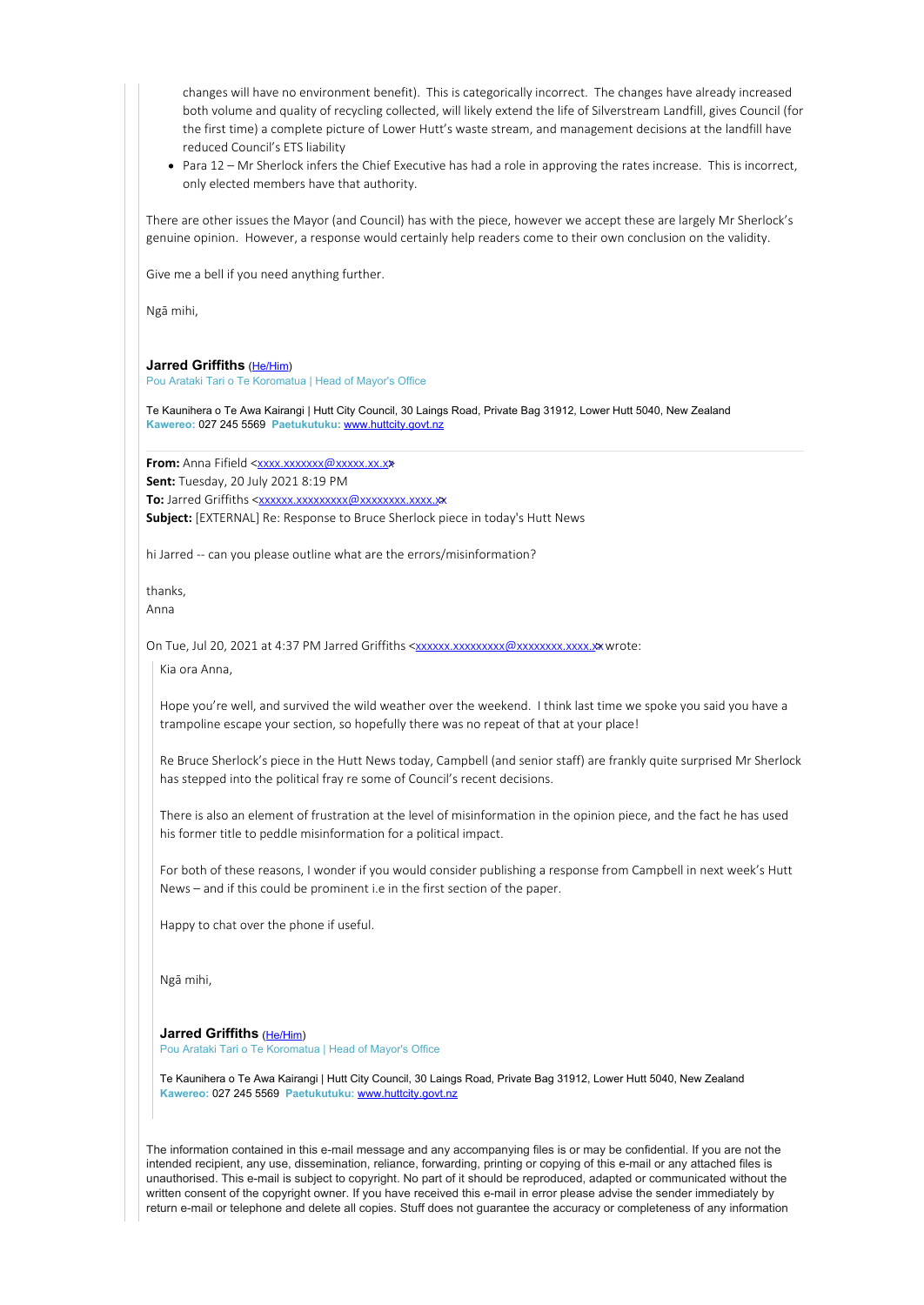changes will have no environment benefit). This is categorically incorrect. The changes have already increased both volume and quality of recycling collected, will likely extend the life of Silverstream Landfill, gives Council (for the first time) a complete picture of Lower Hutt's waste stream, and management decisions at the landfill have reduced Council's ETS liability

- Para 12 – Mr Sherlock infers the Chief Executive has had a role in approving the rates increase. This is incorrect, only elected members have that authority.

There are other issues the Mayor (and Council) has with the piece, however we accept these are largely Mr Sherlock's genuine opinion. However, a response would certainly help readers come to their own conclusion on the validity.

Give me a bell if you need anything further.

Ngā mihi,

**Jarred Griffiths** (He/Him)
Pou Arataki Tari o Te Koromatua | Head of Mayor's Office

Te Kaunihera o Te Awa Kairangi | Hutt City Council, 30 Laings Road, Private Bag 31912, Lower Hutt 5040, New Zealand
**Kawereo:** 027 245 5569 **Paetukutuku:** www.huttcity.govt.nz

---

**From:** Anna Fifield <xxxx.xxxxxxx@xxxxx.xx.xx>
**Sent:** Tuesday, 20 July 2021 8:19 PM
**To:** Jarred Griffiths <xxxxxx.xxxxxxxxx@xxxxxxxx.xxxx.xx>
**Subject:** [EXTERNAL] Re: Response to Bruce Sherlock piece in today's Hutt News

hi Jarred -- can you please outline what are the errors/misinformation?

thanks,
Anna

On Tue, Jul 20, 2021 at 4:37 PM Jarred Griffiths <xxxxxx.xxxxxxxxx@xxxxxxxx.xxxx.xx> wrote:

> Kia ora Anna,
>
> Hope you're well, and survived the wild weather over the weekend. I think last time we spoke you said you have a trampoline escape your section, so hopefully there was no repeat of that at your place!
>
> Re Bruce Sherlock's piece in the Hutt News today, Campbell (and senior staff) are frankly quite surprised Mr Sherlock has stepped into the political fray re some of Council's recent decisions.
>
> There is also an element of frustration at the level of misinformation in the opinion piece, and the fact he has used his former title to peddle misinformation for a political impact.
>
> For both of these reasons, I wonder if you would consider publishing a response from Campbell in next week's Hutt News – and if this could be prominent i.e in the first section of the paper.
>
> Happy to chat over the phone if useful.
>
> Ngā mihi,
>
> **Jarred Griffiths** (He/Him)
> Pou Arataki Tari o Te Koromatua | Head of Mayor's Office
>
> Te Kaunihera o Te Awa Kairangi | Hutt City Council, 30 Laings Road, Private Bag 31912, Lower Hutt 5040, New Zealand
> **Kawereo:** 027 245 5569 **Paetukutuku:** www.huttcity.govt.nz

The information contained in this e-mail message and any accompanying files is or may be confidential. If you are not the intended recipient, any use, dissemination, reliance, forwarding, printing or copying of this e-mail or any attached files is unauthorised. This e-mail is subject to copyright. No part of it should be reproduced, adapted or communicated without the written consent of the copyright owner. If you have received this e-mail in error please advise the sender immediately by return e-mail or telephone and delete all copies. Stuff does not guarantee the accuracy or completeness of any information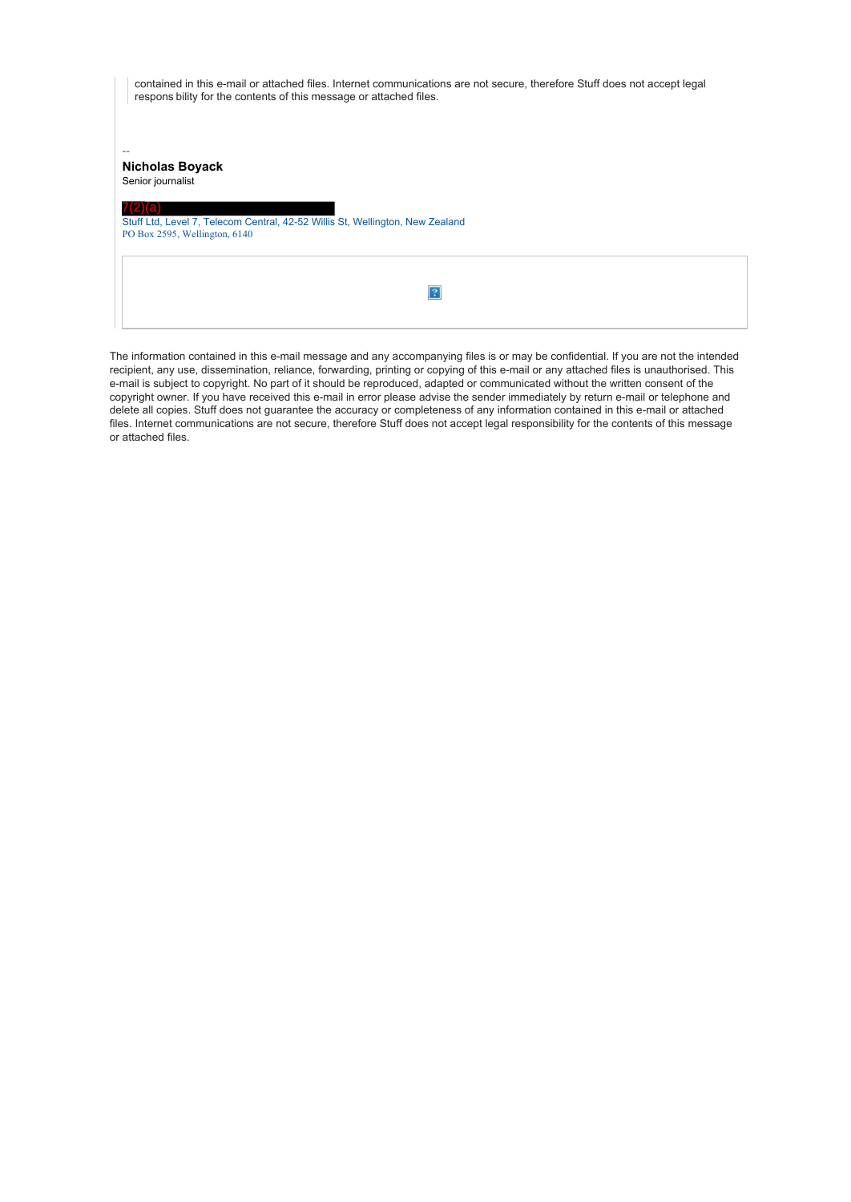> contained in this e-mail or attached files. Internet communications are not secure, therefore Stuff does not accept legal respons bility for the contents of this message or attached files.

--

**Nicholas Boyack**

Senior journalist

7(2)(a)

Stuff Ltd, Level 7, Telecom Central, 42-52 Willis St, Wellington, New Zealand

PO Box 2595, Wellington, 6140

The information contained in this e-mail message and any accompanying files is or may be confidential. If you are not the intended recipient, any use, dissemination, reliance, forwarding, printing or copying of this e-mail or any attached files is unauthorised. This e-mail is subject to copyright. No part of it should be reproduced, adapted or communicated without the written consent of the copyright owner. If you have received this e-mail in error please advise the sender immediately by return e-mail or telephone and delete all copies. Stuff does not guarantee the accuracy or completeness of any information contained in this e-mail or attached files. Internet communications are not secure, therefore Stuff does not accept legal responsibility for the contents of this message or attached files.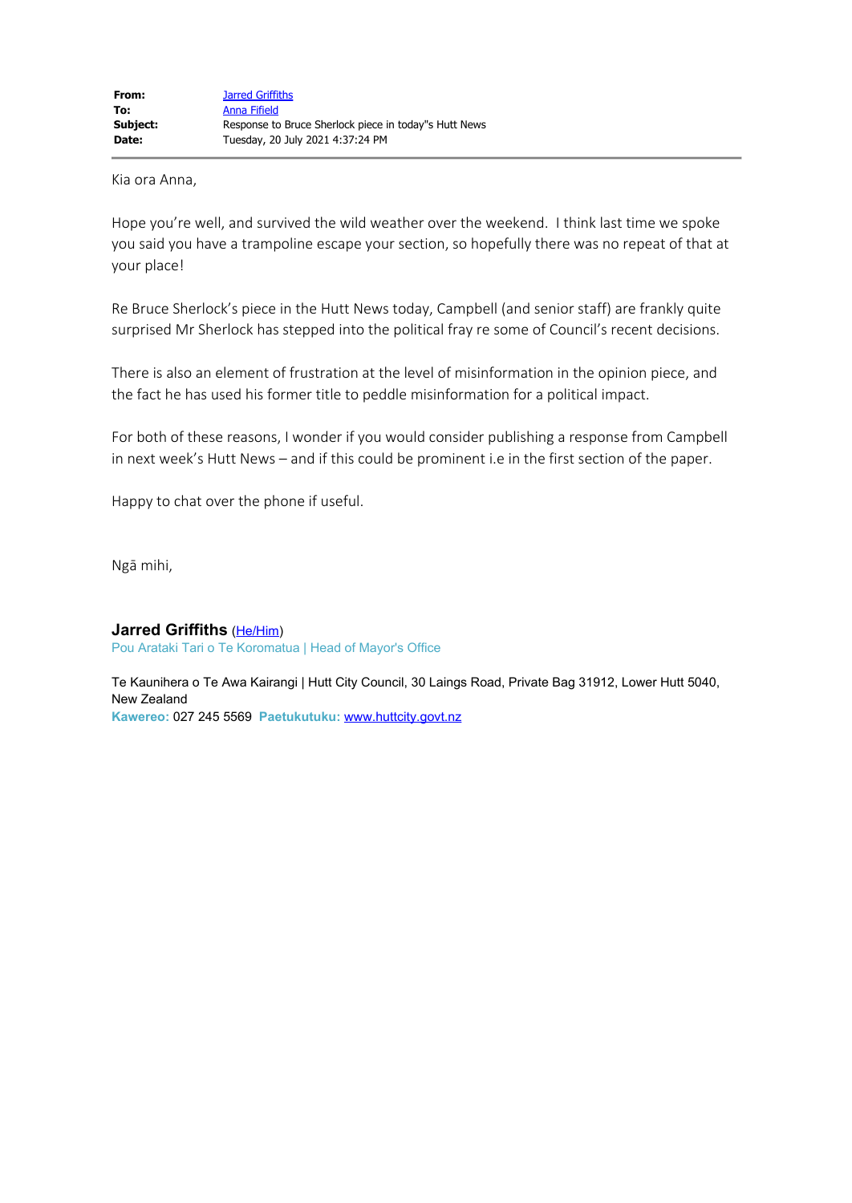|  |  |
|---|---|
| **From:** | Jarred Griffiths |
| **To:** | Anna Fifield |
| **Subject:** | Response to Bruce Sherlock piece in today"s Hutt News |
| **Date:** | Tuesday, 20 July 2021 4:37:24 PM |

Kia ora Anna,

Hope you're well, and survived the wild weather over the weekend. I think last time we spoke you said you have a trampoline escape your section, so hopefully there was no repeat of that at your place!

Re Bruce Sherlock's piece in the Hutt News today, Campbell (and senior staff) are frankly quite surprised Mr Sherlock has stepped into the political fray re some of Council's recent decisions.

There is also an element of frustration at the level of misinformation in the opinion piece, and the fact he has used his former title to peddle misinformation for a political impact.

For both of these reasons, I wonder if you would consider publishing a response from Campbell in next week's Hutt News – and if this could be prominent i.e in the first section of the paper.

Happy to chat over the phone if useful.

Ngā mihi,

**Jarred Griffiths** (He/Him)
Pou Arataki Tari o Te Koromatua | Head of Mayor's Office

Te Kaunihera o Te Awa Kairangi | Hutt City Council, 30 Laings Road, Private Bag 31912, Lower Hutt 5040, New Zealand
**Kawereo:** 027 245 5569 **Paetukutuku:** www.huttcity.govt.nz